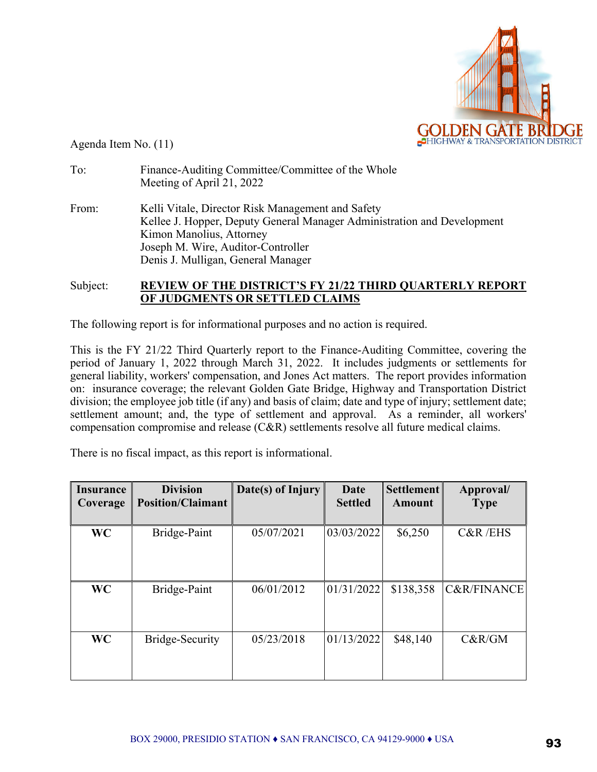Agenda Item No. (11)

To: Finance-Auditing Committee/Committee of the Whole
Meeting of April 21, 2022

From: Kelli Vitale, Director Risk Management and Safety
Kellee J. Hopper, Deputy General Manager Administration and Development
Kimon Manolius, Attorney
Joseph M. Wire, Auditor-Controller
Denis J. Mulligan, General Manager

Subject: **REVIEW OF THE DISTRICT'S FY 21/22 THIRD QUARTERLY REPORT OF JUDGMENTS OR SETTLED CLAIMS**

The following report is for informational purposes and no action is required.

This is the FY 21/22 Third Quarterly report to the Finance-Auditing Committee, covering the period of January 1, 2022 through March 31, 2022. It includes judgments or settlements for general liability, workers' compensation, and Jones Act matters. The report provides information on: insurance coverage; the relevant Golden Gate Bridge, Highway and Transportation District division; the employee job title (if any) and basis of claim; date and type of injury; settlement date; settlement amount; and, the type of settlement and approval. As a reminder, all workers' compensation compromise and release (C&R) settlements resolve all future medical claims.

There is no fiscal impact, as this report is informational.

| Insurance Coverage | Division Position/Claimant | Date(s) of Injury | Date Settled | Settlement Amount | Approval/ Type |
|---|---|---|---|---|---|
| **WC** | Bridge-Paint | 05/07/2021 | 03/03/2022 | $6,250 | C&R /EHS |
| **WC** | Bridge-Paint | 06/01/2012 | 01/31/2022 | $138,358 | C&R/FINANCE |
| **WC** | Bridge-Security | 05/23/2018 | 01/13/2022 | $48,140 | C&R/GM |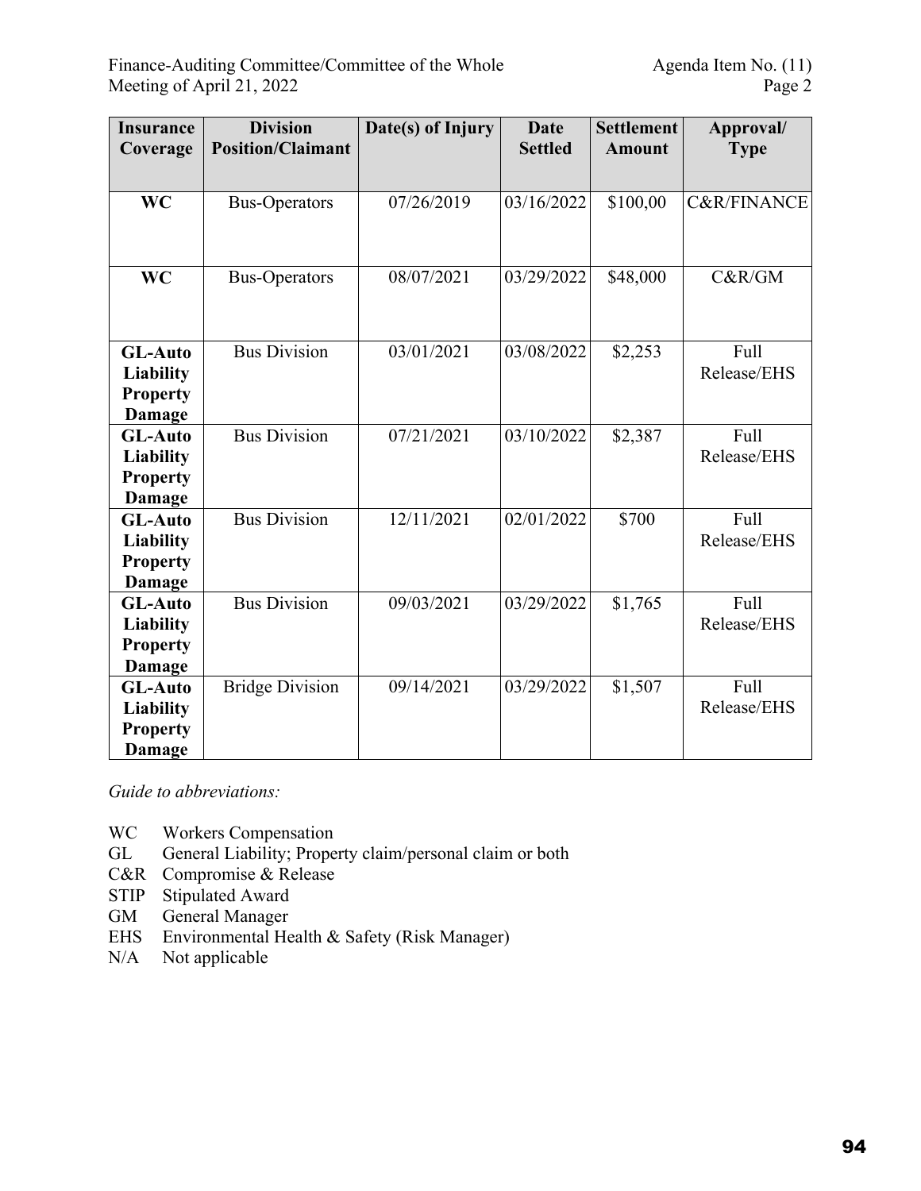| Insurance Coverage | Division Position/Claimant | Date(s) of Injury | Date Settled | Settlement Amount | Approval/ Type |
|---|---|---|---|---|---|
| **WC** | Bus-Operators | 07/26/2019 | 03/16/2022 | \$100,00 | C&R/FINANCE |
| **WC** | Bus-Operators | 08/07/2021 | 03/29/2022 | \$48,000 | C&R/GM |
| **GL-Auto Liability Property Damage** | Bus Division | 03/01/2021 | 03/08/2022 | \$2,253 | Full Release/EHS |
| **GL-Auto Liability Property Damage** | Bus Division | 07/21/2021 | 03/10/2022 | \$2,387 | Full Release/EHS |
| **GL-Auto Liability Property Damage** | Bus Division | 12/11/2021 | 02/01/2022 | \$700 | Full Release/EHS |
| **GL-Auto Liability Property Damage** | Bus Division | 09/03/2021 | 03/29/2022 | \$1,765 | Full Release/EHS |
| **GL-Auto Liability Property Damage** | Bridge Division | 09/14/2021 | 03/29/2022 | \$1,507 | Full Release/EHS |

*Guide to abbreviations:*

WC Workers Compensation
GL General Liability; Property claim/personal claim or both
C&R Compromise & Release
STIP Stipulated Award
GM General Manager
EHS Environmental Health & Safety (Risk Manager)
N/A Not applicable